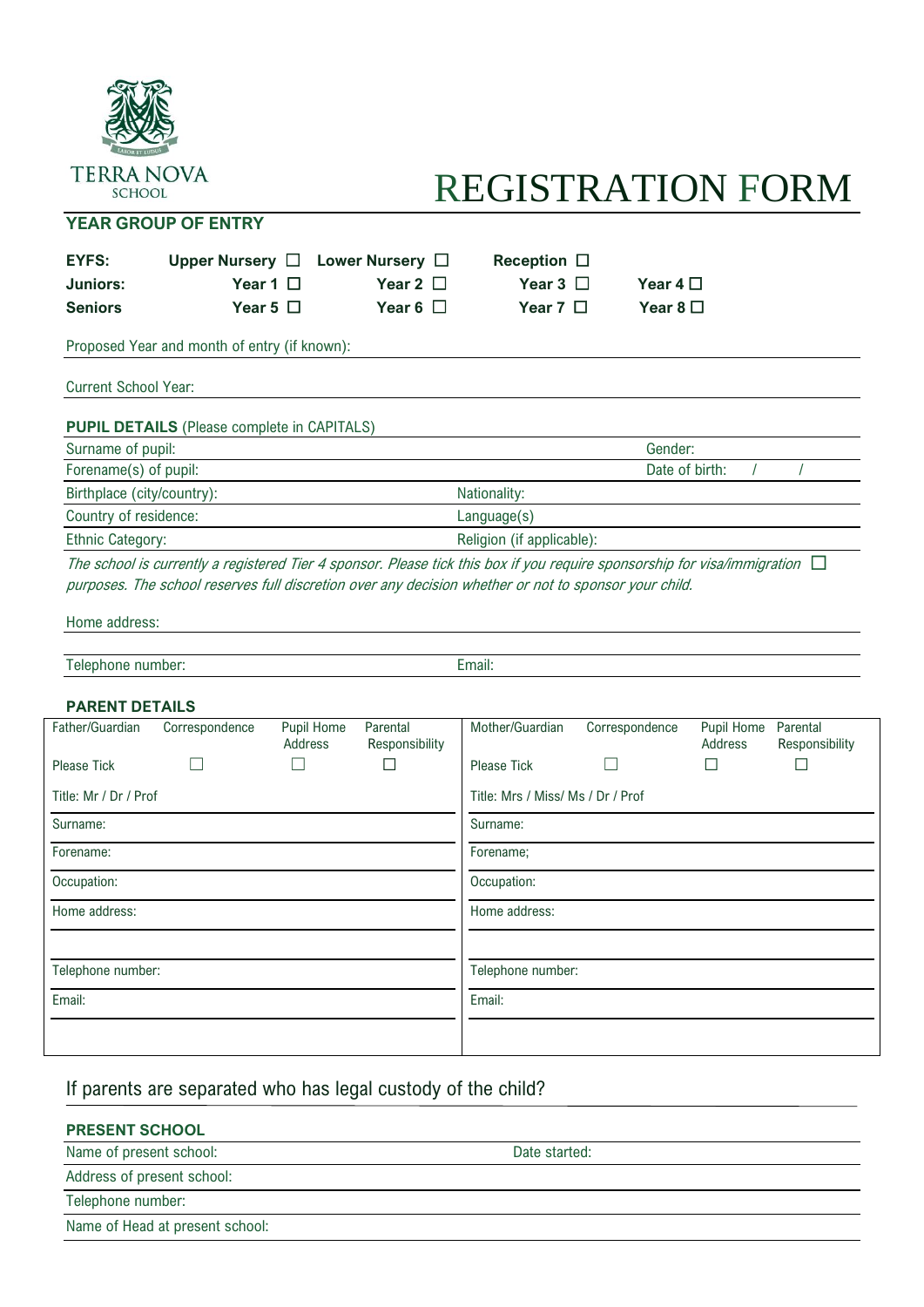TERRA NOVA SCHOOL

# REGISTRATION FORM

## YEAR GROUP OF ENTRY

| | | | | |
|---|---|---|---|---|
| **EYFS:** | **Upper Nursery** ☐ | **Lower Nursery** ☐ | **Reception** ☐ | |
| **Juniors:** | **Year 1** ☐ | **Year 2** ☐ | **Year 3** ☐ | **Year 4** ☐ |
| **Seniors** | **Year 5** ☐ | **Year 6** ☐ | **Year 7** ☐ | **Year 8** ☐ |

Proposed Year and month of entry (if known):

Current School Year:

## PUPIL DETAILS (Please complete in CAPITALS)

| | |
|---|---|
| Surname of pupil: | Gender: |
| Forename(s) of pupil: | Date of birth: / / |
| Birthplace (city/country): | Nationality: |
| Country of residence: | Language(s) |
| Ethnic Category: | Religion (if applicable): |

*The school is currently a registered Tier 4 sponsor. Please tick this box if you require sponsorship for visa/immigration purposes. The school reserves full discretion over any decision whether or not to sponsor your child.* ☐

Home address:

Telephone number: Email:

## PARENT DETAILS

| Father/Guardian | Mother/Guardian |
|---|---|
| Correspondence ☐ Pupil Home Address ☐ Parental Responsibility ☐ (Please Tick) | Correspondence ☐ Pupil Home Address ☐ Parental Responsibility ☐ (Please Tick) |
| Title: Mr / Dr / Prof | Title: Mrs / Miss/ Ms / Dr / Prof |
| Surname: | Surname: |
| Forename: | Forename; |
| Occupation: | Occupation: |
| Home address: | Home address: |
| Telephone number: | Telephone number: |
| Email: | Email: |

If parents are separated who has legal custody of the child?

## PRESENT SCHOOL

| | |
|---|---|
| Name of present school: | Date started: |
| Address of present school: | |
| Telephone number: | |
| Name of Head at present school: | |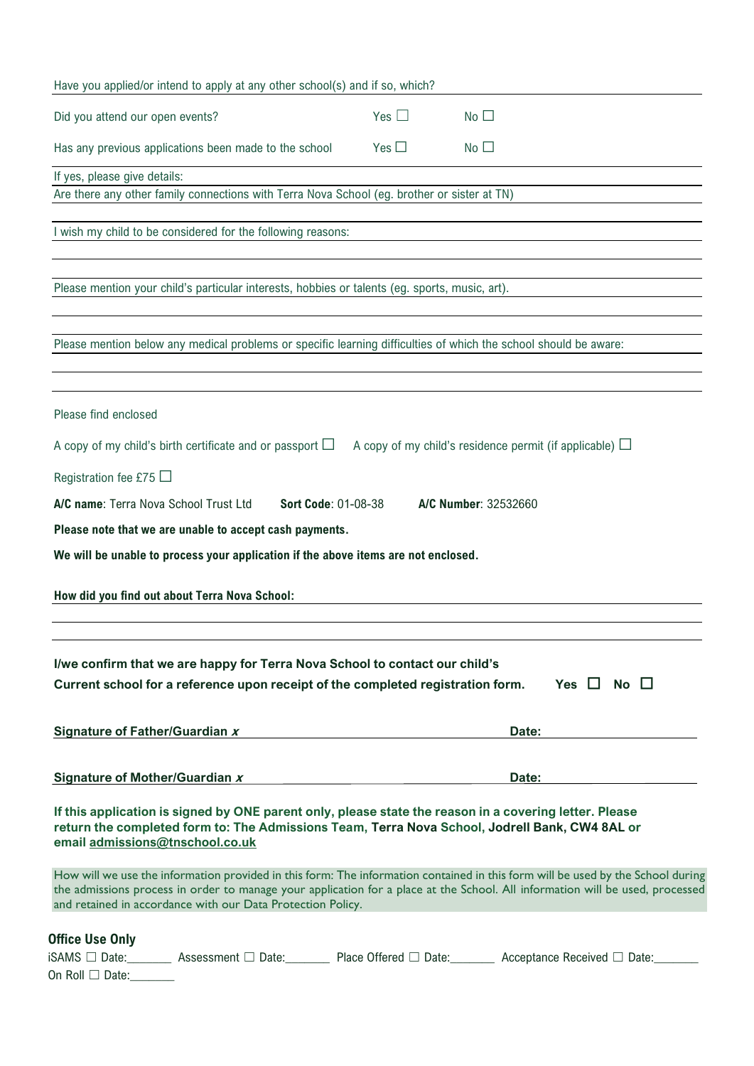Have you applied/or intend to apply at any other school(s) and if so, which?

Did you attend our open events? Yes ☐ No ☐

Has any previous applications been made to the school Yes ☐ No ☐

If yes, please give details:

Are there any other family connections with Terra Nova School (eg. brother or sister at TN)

I wish my child to be considered for the following reasons:

Please mention your child's particular interests, hobbies or talents (eg. sports, music, art).

Please mention below any medical problems or specific learning difficulties of which the school should be aware:

Please find enclosed

A copy of my child's birth certificate and or passport ☐ A copy of my child's residence permit (if applicable) ☐

Registration fee £75 ☐

**A/C name**: Terra Nova School Trust Ltd **Sort Code**: 01-08-38 **A/C Number**: 32532660

**Please note that we are unable to accept cash payments.**

**We will be unable to process your application if the above items are not enclosed.**

**How did you find out about Terra Nova School:**

**I/we confirm that we are happy for Terra Nova School to contact our child's Current school for a reference upon receipt of the completed registration form.** **Yes** ☐ **No** ☐

**Signature of Father/Guardian *x*** **Date:**

**Signature of Mother/Guardian *x*** **Date:**

**If this application is signed by ONE parent only, please state the reason in a covering letter. Please return the completed form to: The Admissions Team, Terra Nova School, Jodrell Bank, CW4 8AL or email admissions@tnschool.co.uk**

How will we use the information provided in this form: The information contained in this form will be used by the School during the admissions process in order to manage your application for a place at the School. All information will be used, processed and retained in accordance with our Data Protection Policy.

**Office Use Only**

iSAMS ☐ Date:_______ Assessment ☐ Date:_______ Place Offered ☐ Date:_______ Acceptance Received ☐ Date:_______
On Roll ☐ Date:_______